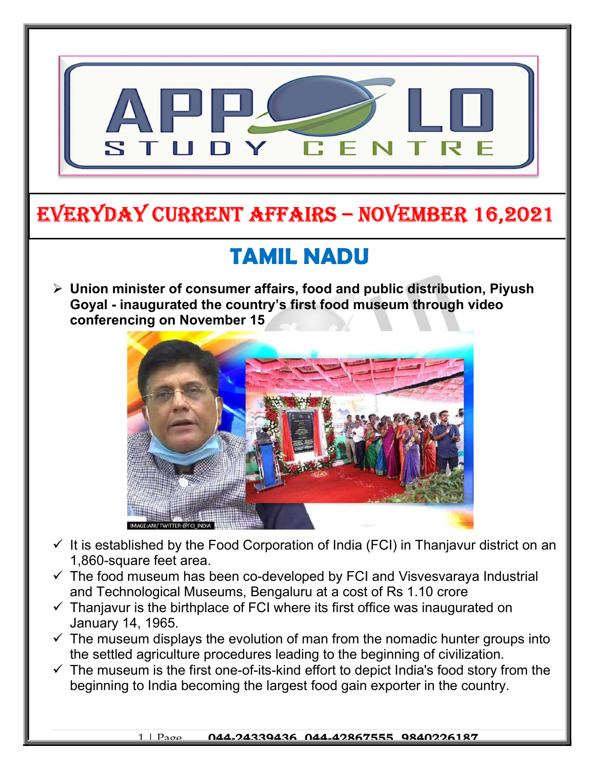# EVERYDAY CURRENT AFFAIRS – NOVEMBER 16,2021

## TAMIL NADU

- **Union minister of consumer affairs, food and public distribution, Piyush Goyal - inaugurated the country's first food museum through video conferencing on November 15**

IMAGE:ANI/ TWITTER-@FCI_INDIA

- ✓ It is established by the Food Corporation of India (FCI) in Thanjavur district on an 1,860-square feet area.
- ✓ The food museum has been co-developed by FCI and Visvesvaraya Industrial and Technological Museums, Bengaluru at a cost of Rs 1.10 crore
- ✓ Thanjavur is the birthplace of FCI where its first office was inaugurated on January 14, 1965.
- ✓ The museum displays the evolution of man from the nomadic hunter groups into the settled agriculture procedures leading to the beginning of civilization.
- ✓ The museum is the first one-of-its-kind effort to depict India's food story from the beginning to India becoming the largest food gain exporter in the country.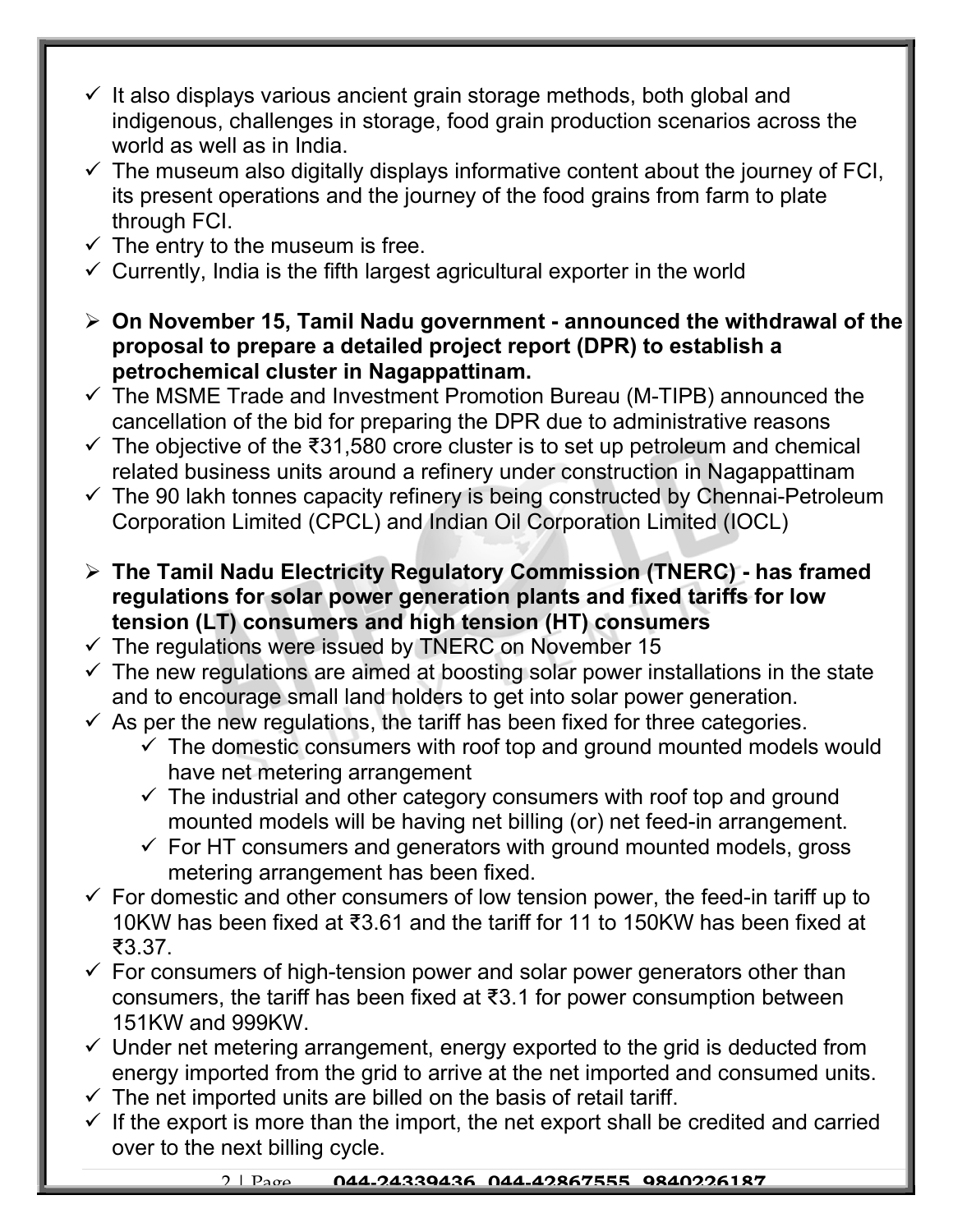- ✓ It also displays various ancient grain storage methods, both global and indigenous, challenges in storage, food grain production scenarios across the world as well as in India.
- ✓ The museum also digitally displays informative content about the journey of FCI, its present operations and the journey of the food grains from farm to plate through FCI.
- ✓ The entry to the museum is free.
- ✓ Currently, India is the fifth largest agricultural exporter in the world

- **On November 15, Tamil Nadu government - announced the withdrawal of the proposal to prepare a detailed project report (DPR) to establish a petrochemical cluster in Nagappattinam.**
- ✓ The MSME Trade and Investment Promotion Bureau (M-TIPB) announced the cancellation of the bid for preparing the DPR due to administrative reasons
- ✓ The objective of the ₹31,580 crore cluster is to set up petroleum and chemical related business units around a refinery under construction in Nagappattinam
- ✓ The 90 lakh tonnes capacity refinery is being constructed by Chennai-Petroleum Corporation Limited (CPCL) and Indian Oil Corporation Limited (IOCL)

- **The Tamil Nadu Electricity Regulatory Commission (TNERC) - has framed regulations for solar power generation plants and fixed tariffs for low tension (LT) consumers and high tension (HT) consumers**
- ✓ The regulations were issued by TNERC on November 15
- ✓ The new regulations are aimed at boosting solar power installations in the state and to encourage small land holders to get into solar power generation.
- ✓ As per the new regulations, the tariff has been fixed for three categories.
  - ✓ The domestic consumers with roof top and ground mounted models would have net metering arrangement
  - ✓ The industrial and other category consumers with roof top and ground mounted models will be having net billing (or) net feed-in arrangement.
  - ✓ For HT consumers and generators with ground mounted models, gross metering arrangement has been fixed.
- ✓ For domestic and other consumers of low tension power, the feed-in tariff up to 10KW has been fixed at ₹3.61 and the tariff for 11 to 150KW has been fixed at ₹3.37.
- ✓ For consumers of high-tension power and solar power generators other than consumers, the tariff has been fixed at ₹3.1 for power consumption between 151KW and 999KW.
- ✓ Under net metering arrangement, energy exported to the grid is deducted from energy imported from the grid to arrive at the net imported and consumed units.
- ✓ The net imported units are billed on the basis of retail tariff.
- ✓ If the export is more than the import, the net export shall be credited and carried over to the next billing cycle.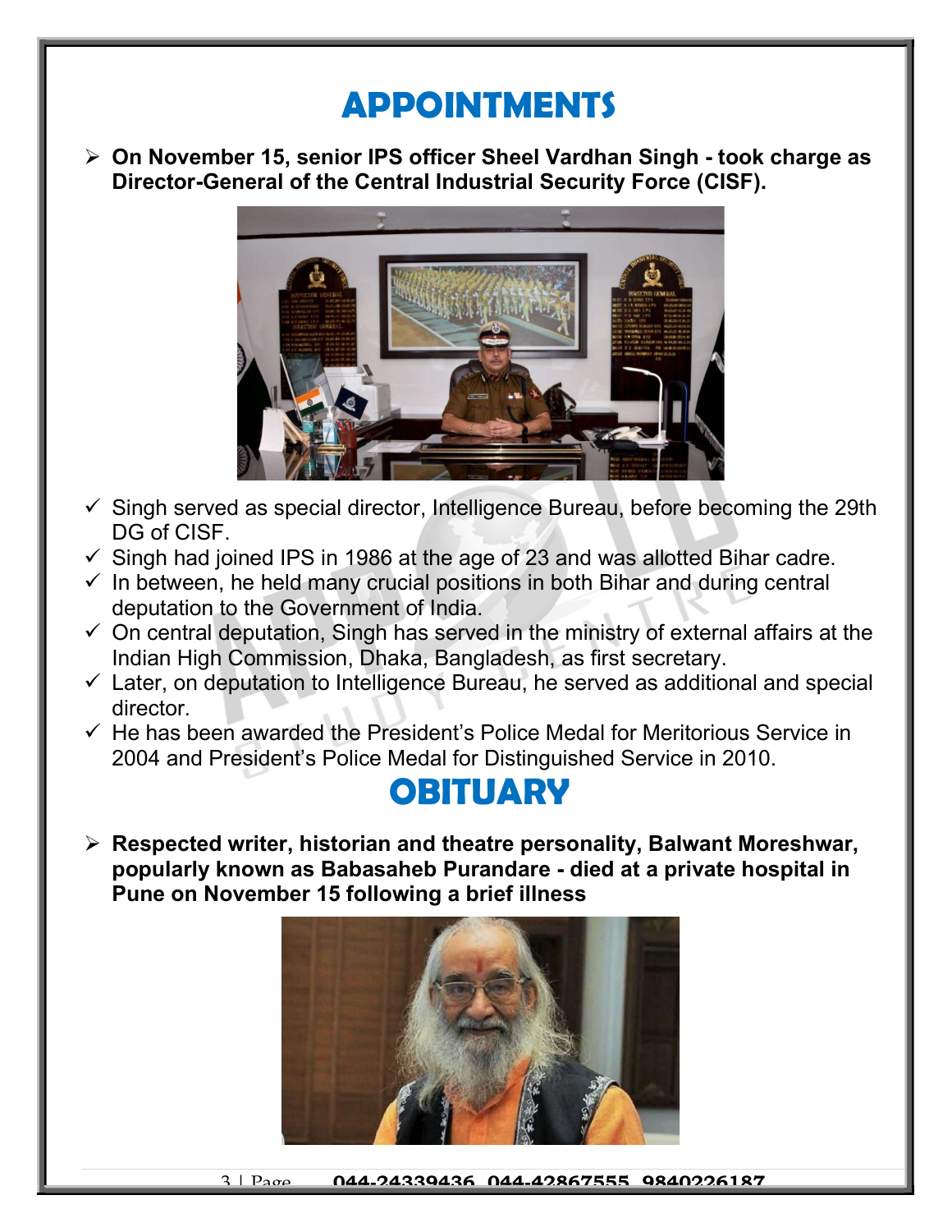# APPOINTMENTS

- **On November 15, senior IPS officer Sheel Vardhan Singh - took charge as Director-General of the Central Industrial Security Force (CISF).**

  - ✓ Singh served as special director, Intelligence Bureau, before becoming the 29th DG of CISF.
  - ✓ Singh had joined IPS in 1986 at the age of 23 and was allotted Bihar cadre.
  - ✓ In between, he held many crucial positions in both Bihar and during central deputation to the Government of India.
  - ✓ On central deputation, Singh has served in the ministry of external affairs at the Indian High Commission, Dhaka, Bangladesh, as first secretary.
  - ✓ Later, on deputation to Intelligence Bureau, he served as additional and special director.
  - ✓ He has been awarded the President's Police Medal for Meritorious Service in 2004 and President's Police Medal for Distinguished Service in 2010.

# OBITUARY

- **Respected writer, historian and theatre personality, Balwant Moreshwar, popularly known as Babasaheb Purandare - died at a private hospital in Pune on November 15 following a brief illness**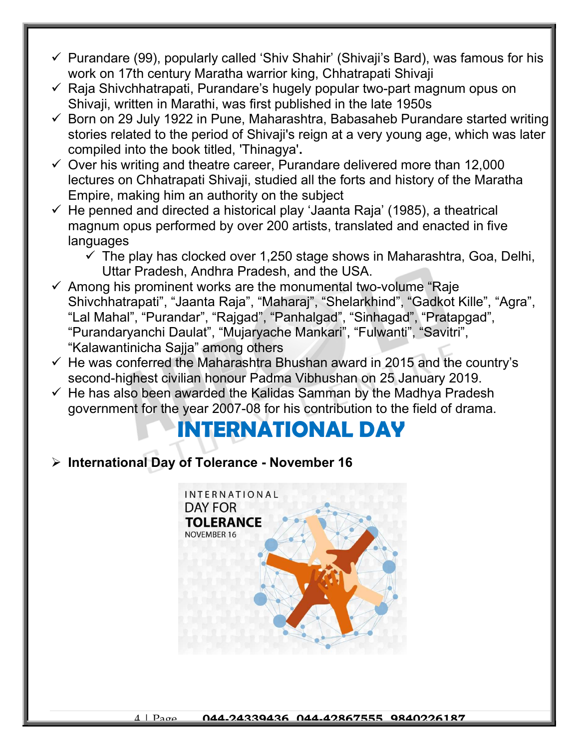- Purandare (99), popularly called 'Shiv Shahir' (Shivaji's Bard), was famous for his work on 17th century Maratha warrior king, Chhatrapati Shivaji
- Raja Shivchhatrapati, Purandare's hugely popular two-part magnum opus on Shivaji, written in Marathi, was first published in the late 1950s
- Born on 29 July 1922 in Pune, Maharashtra, Babasaheb Purandare started writing stories related to the period of Shivaji's reign at a very young age, which was later compiled into the book titled, 'Thinagya'**.**
- Over his writing and theatre career, Purandare delivered more than 12,000 lectures on Chhatrapati Shivaji, studied all the forts and history of the Maratha Empire, making him an authority on the subject
- He penned and directed a historical play 'Jaanta Raja' (1985), a theatrical magnum opus performed by over 200 artists, translated and enacted in five languages
  - The play has clocked over 1,250 stage shows in Maharashtra, Goa, Delhi, Uttar Pradesh, Andhra Pradesh, and the USA.
- Among his prominent works are the monumental two-volume "Raje Shivchhatrapati", "Jaanta Raja", "Maharaj", "Shelarkhind", "Gadkot Kille", "Agra", "Lal Mahal", "Purandar", "Rajgad", "Panhalgad", "Sinhagad", "Pratapgad", "Purandaryanchi Daulat", "Mujaryache Mankari", "Fulwanti", "Savitri", "Kalawantinicha Sajja" among others
- He was conferred the Maharashtra Bhushan award in 2015 and the country's second-highest civilian honour Padma Vibhushan on 25 January 2019.
- He has also been awarded the Kalidas Samman by the Madhya Pradesh government for the year 2007-08 for his contribution to the field of drama.

# INTERNATIONAL DAY

- **International Day of Tolerance - November 16**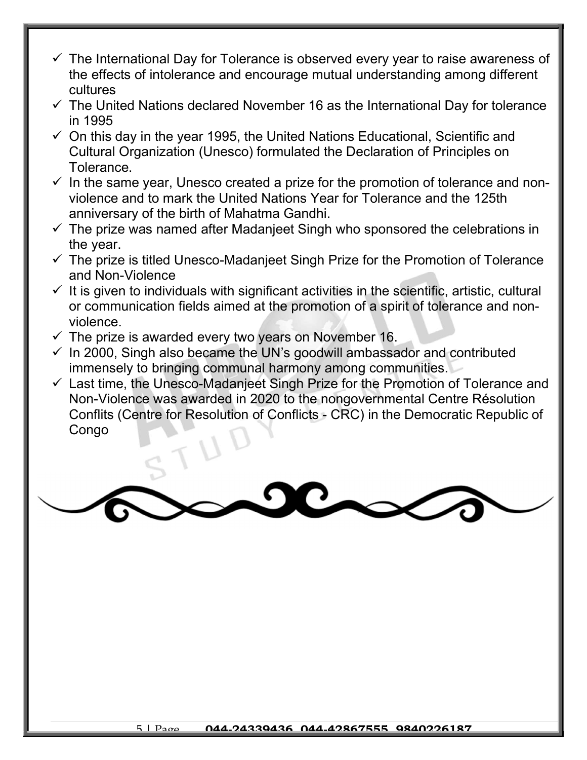- The International Day for Tolerance is observed every year to raise awareness of the effects of intolerance and encourage mutual understanding among different cultures
- The United Nations declared November 16 as the International Day for tolerance in 1995
- On this day in the year 1995, the United Nations Educational, Scientific and Cultural Organization (Unesco) formulated the Declaration of Principles on Tolerance.
- In the same year, Unesco created a prize for the promotion of tolerance and non-violence and to mark the United Nations Year for Tolerance and the 125th anniversary of the birth of Mahatma Gandhi.
- The prize was named after Madanjeet Singh who sponsored the celebrations in the year.
- The prize is titled Unesco-Madanjeet Singh Prize for the Promotion of Tolerance and Non-Violence
- It is given to individuals with significant activities in the scientific, artistic, cultural or communication fields aimed at the promotion of a spirit of tolerance and non-violence.
- The prize is awarded every two years on November 16.
- In 2000, Singh also became the UN's goodwill ambassador and contributed immensely to bringing communal harmony among communities.
- Last time, the Unesco-Madanjeet Singh Prize for the Promotion of Tolerance and Non-Violence was awarded in 2020 to the nongovernmental Centre Résolution Conflits (Centre for Resolution of Conflicts - CRC) in the Democratic Republic of Congo